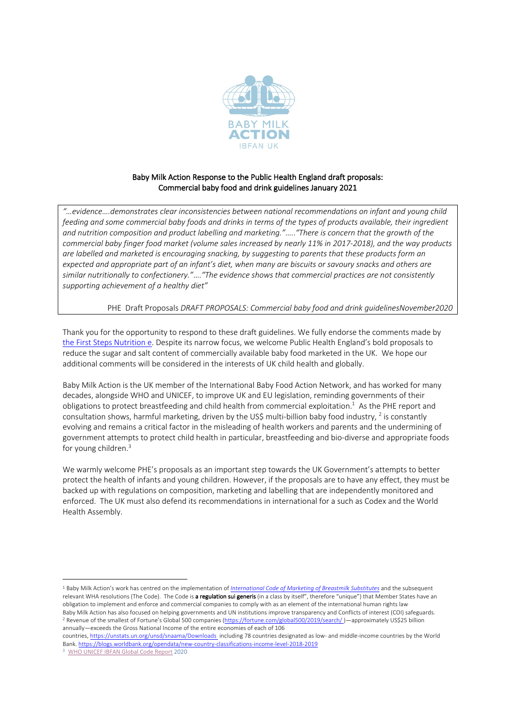BABY MILK ACTION

IBFAN UK

**Baby Milk Action Response to the Public Health England draft proposals: Commercial baby food and drink guidelines January 2021**

> *"…evidence….demonstrates clear inconsistencies between national recommendations on infant and young child feeding and some commercial baby foods and drinks in terms of the types of products available, their ingredient and nutrition composition and product labelling and marketing."….."There is concern that the growth of the commercial baby finger food market (volume sales increased by nearly 11% in 2017-2018), and the way products are labelled and marketed is encouraging snacking, by suggesting to parents that these products form an expected and appropriate part of an infant's diet, when many are biscuits or savoury snacks and others are similar nutritionally to confectionery."…."The evidence shows that commercial practices are not consistently supporting achievement of a healthy diet"*
>
> PHE Draft Proposals *DRAFT PROPOSALS: Commercial baby food and drink guidelinesNovember2020*

Thank you for the opportunity to respond to these draft guidelines. We fully endorse the comments made by the First Steps Nutrition e. Despite its narrow focus, we welcome Public Health England's bold proposals to reduce the sugar and salt content of commercially available baby food marketed in the UK. We hope our additional comments will be considered in the interests of UK child health and globally.

Baby Milk Action is the UK member of the International Baby Food Action Network, and has worked for many decades, alongside WHO and UNICEF, to improve UK and EU legislation, reminding governments of their obligations to protect breastfeeding and child health from commercial exploitation.[1] As the PHE report and consultation shows, harmful marketing, driven by the US$ multi-billion baby food industry, [2] is constantly evolving and remains a critical factor in the misleading of health workers and parents and the undermining of government attempts to protect child health in particular, breastfeeding and bio-diverse and appropriate foods for young children.[3]

We warmly welcome PHE's proposals as an important step towards the UK Government's attempts to better protect the health of infants and young children. However, if the proposals are to have any effect, they must be backed up with regulations on composition, marketing and labelling that are independently monitored and enforced. The UK must also defend its recommendations in international for a such as Codex and the World Health Assembly.

---

[1] Baby Milk Action's work has centred on the implementation of *International Code of Marketing of Breastmilk Substitutes* and the subsequent relevant WHA resolutions (The Code). The Code is **a regulation sui generis** (in a class by itself", therefore "unique") that Member States have an obligation to implement and enforce and commercial companies to comply with as an element of the international human rights law. Baby Milk Action has also focused on helping governments and UN institutions improve transparency and Conflicts of interest (COI) safeguards.

[2] Revenue of the smallest of Fortune's Global 500 companies (https://fortune.com/global500/2019/search/ )—approximately US$25 billion annually—exceeds the Gross National Income of the entire economies of each of 106 countries, https://unstats.un.org/unsd/snaama/Downloads including 78 countries designated as low- and middle-income countries by the World Bank. https://blogs.worldbank.org/opendata/new-country-classifications-income-level-2018-2019

[3] WHO UNICEF IBFAN Global Code Report 2020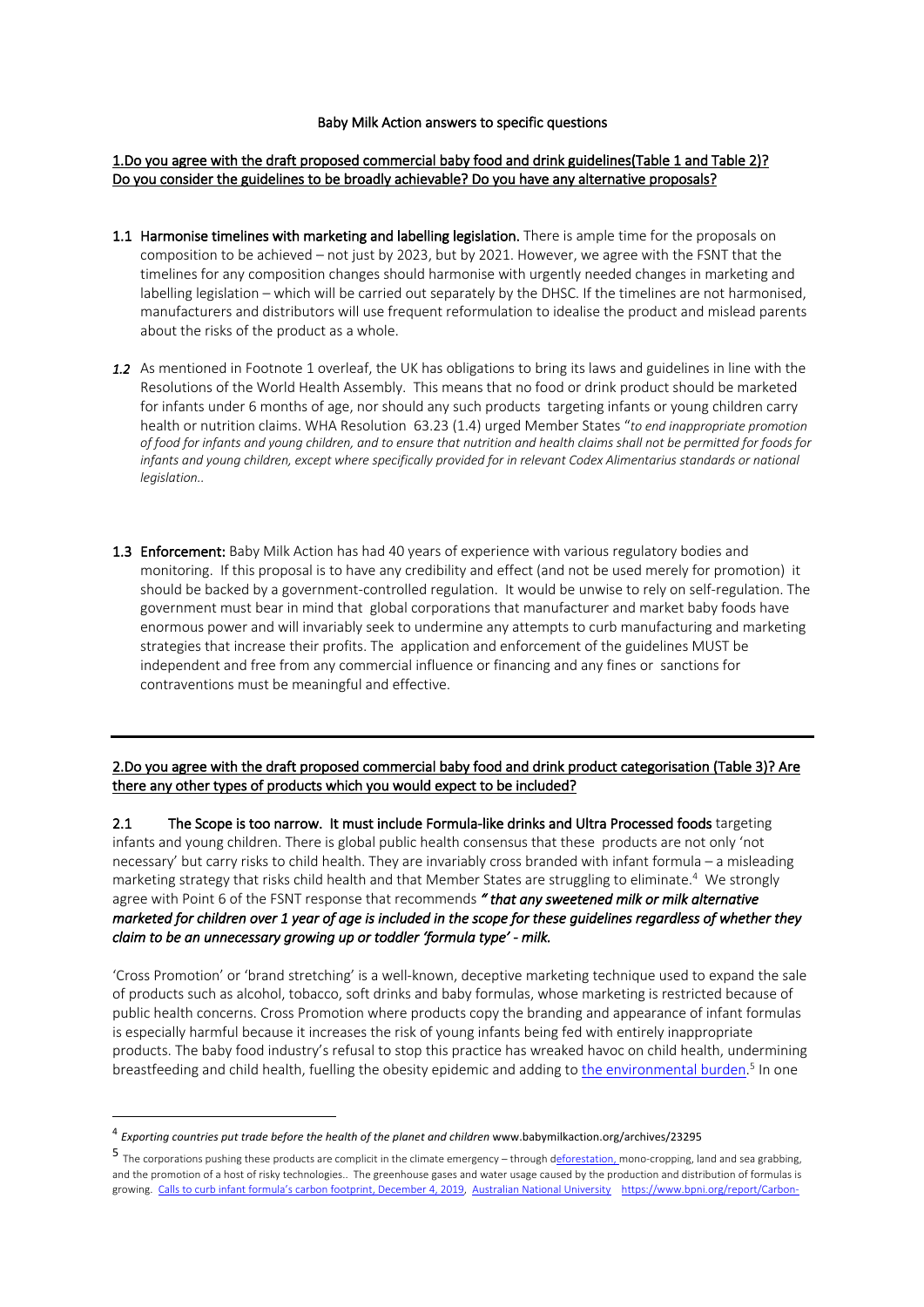Baby Milk Action answers to specific questions

1.Do you agree with the draft proposed commercial baby food and drink guidelines(Table 1 and Table 2)? Do you consider the guidelines to be broadly achievable? Do you have any alternative proposals?

1.1 **Harmonise timelines with marketing and labelling legislation.** There is ample time for the proposals on composition to be achieved – not just by 2023, but by 2021. However, we agree with the FSNT that the timelines for any composition changes should harmonise with urgently needed changes in marketing and labelling legislation – which will be carried out separately by the DHSC. If the timelines are not harmonised, manufacturers and distributors will use frequent reformulation to idealise the product and mislead parents about the risks of the product as a whole.

*1.2* As mentioned in Footnote 1 overleaf, the UK has obligations to bring its laws and guidelines in line with the Resolutions of the World Health Assembly. This means that no food or drink product should be marketed for infants under 6 months of age, nor should any such products targeting infants or young children carry health or nutrition claims. WHA Resolution 63.23 (1.4) urged Member States "*to end inappropriate promotion of food for infants and young children, and to ensure that nutrition and health claims shall not be permitted for foods for infants and young children, except where specifically provided for in relevant Codex Alimentarius standards or national legislation..*

1.3 **Enforcement:** Baby Milk Action has had 40 years of experience with various regulatory bodies and monitoring. If this proposal is to have any credibility and effect (and not be used merely for promotion) it should be backed by a government-controlled regulation. It would be unwise to rely on self-regulation. The government must bear in mind that global corporations that manufacturer and market baby foods have enormous power and will invariably seek to undermine any attempts to curb manufacturing and marketing strategies that increase their profits. The application and enforcement of the guidelines MUST be independent and free from any commercial influence or financing and any fines or sanctions for contraventions must be meaningful and effective.

---

2.Do you agree with the draft proposed commercial baby food and drink product categorisation (Table 3)? Are there any other types of products which you would expect to be included?

2.1 **The Scope is too narrow. It must include Formula-like drinks and Ultra Processed foods** targeting infants and young children. There is global public health consensus that these products are not only 'not necessary' but carry risks to child health. They are invariably cross branded with infant formula – a misleading marketing strategy that risks child health and that Member States are struggling to eliminate.[4] We strongly agree with Point 6 of the FSNT response that recommends ***" that any sweetened milk or milk alternative marketed for children over 1 year of age is included in the scope for these guidelines regardless of whether they claim to be an unnecessary growing up or toddler 'formula type' - milk.***

'Cross Promotion' or 'brand stretching' is a well-known, deceptive marketing technique used to expand the sale of products such as alcohol, tobacco, soft drinks and baby formulas, whose marketing is restricted because of public health concerns. Cross Promotion where products copy the branding and appearance of infant formulas is especially harmful because it increases the risk of young infants being fed with entirely inappropriate products. The baby food industry's refusal to stop this practice has wreaked havoc on child health, undermining breastfeeding and child health, fuelling the obesity epidemic and adding to the environmental burden.[5] In one

---

[4] *Exporting countries put trade before the health of the planet and children* www.babymilkaction.org/archives/23295

[5] The corporations pushing these products are complicit in the climate emergency – through deforestation, mono-cropping, land and sea grabbing, and the promotion of a host of risky technologies.. The greenhouse gases and water usage caused by the production and distribution of formulas is growing. Calls to curb infant formula's carbon footprint, December 4, 2019, Australian National University https://www.bpni.org/report/Carbon-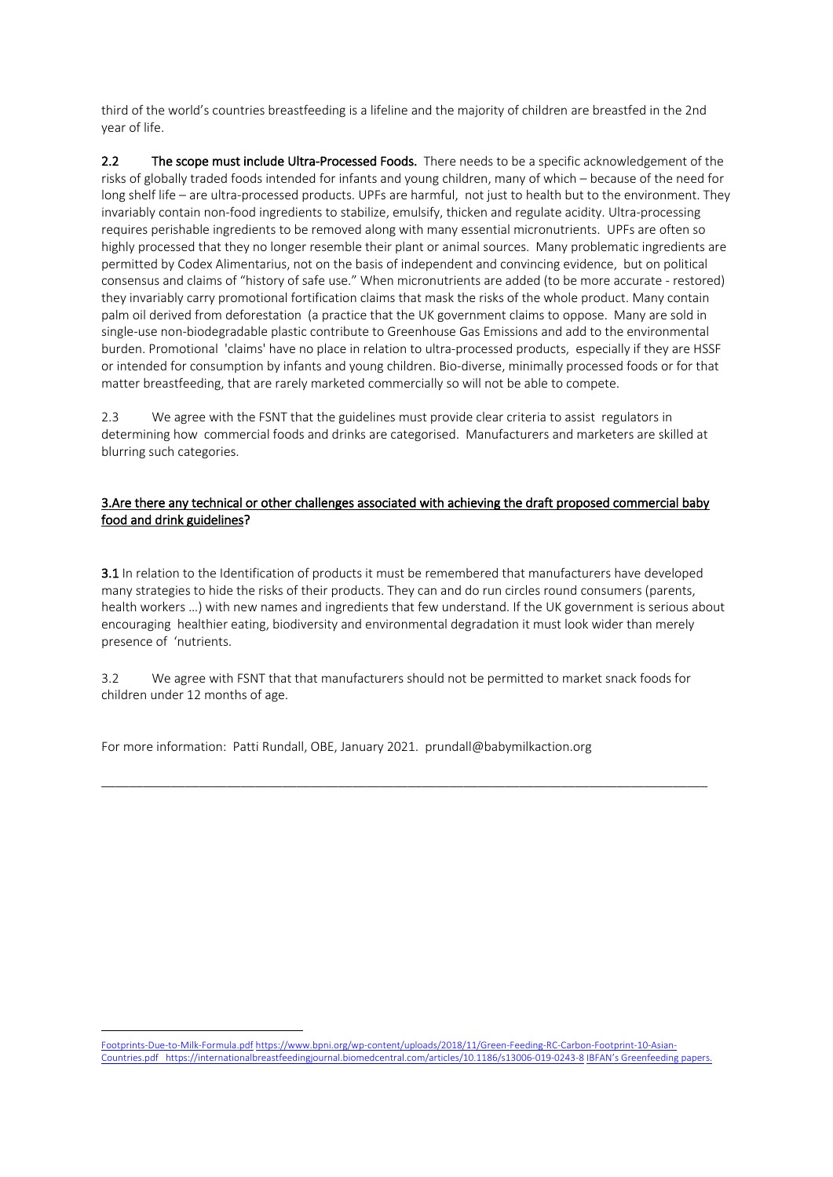third of the world's countries breastfeeding is a lifeline and the majority of children are breastfed in the 2nd year of life.

**2.2 The scope must include Ultra-Processed Foods.** There needs to be a specific acknowledgement of the risks of globally traded foods intended for infants and young children, many of which – because of the need for long shelf life – are ultra-processed products. UPFs are harmful, not just to health but to the environment. They invariably contain non-food ingredients to stabilize, emulsify, thicken and regulate acidity. Ultra-processing requires perishable ingredients to be removed along with many essential micronutrients. UPFs are often so highly processed that they no longer resemble their plant or animal sources. Many problematic ingredients are permitted by Codex Alimentarius, not on the basis of independent and convincing evidence, but on political consensus and claims of "history of safe use." When micronutrients are added (to be more accurate - restored) they invariably carry promotional fortification claims that mask the risks of the whole product. Many contain palm oil derived from deforestation (a practice that the UK government claims to oppose. Many are sold in single-use non-biodegradable plastic contribute to Greenhouse Gas Emissions and add to the environmental burden. Promotional 'claims' have no place in relation to ultra-processed products, especially if they are HSSF or intended for consumption by infants and young children. Bio-diverse, minimally processed foods or for that matter breastfeeding, that are rarely marketed commercially so will not be able to compete.

2.3 We agree with the FSNT that the guidelines must provide clear criteria to assist regulators in determining how commercial foods and drinks are categorised. Manufacturers and marketers are skilled at blurring such categories.

## 3.Are there any technical or other challenges associated with achieving the draft proposed commercial baby food and drink guidelines?

**3.1** In relation to the Identification of products it must be remembered that manufacturers have developed many strategies to hide the risks of their products. They can and do run circles round consumers (parents, health workers …) with new names and ingredients that few understand. If the UK government is serious about encouraging healthier eating, biodiversity and environmental degradation it must look wider than merely presence of 'nutrients.

3.2 We agree with FSNT that that manufacturers should not be permitted to market snack foods for children under 12 months of age.

For more information: Patti Rundall, OBE, January 2021. prundall@babymilkaction.org

---

Footprints-Due-to-Milk-Formula.pdf https://www.bpni.org/wp-content/uploads/2018/11/Green-Feeding-RC-Carbon-Footprint-10-Asian-Countries.pdf https://internationalbreastfeedingjournal.biomedcentral.com/articles/10.1186/s13006-019-0243-8 IBFAN's Greenfeeding papers.